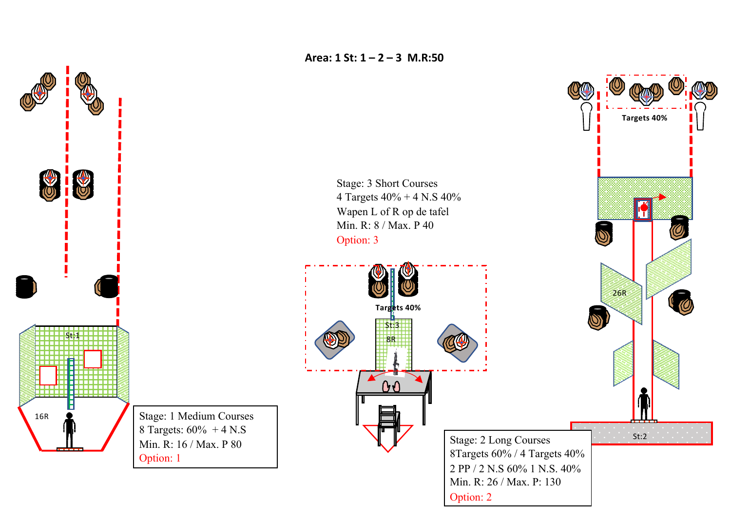**Area: 1 St: 1 – 2 – 3 M.R:50**

Stage: 3 Short Courses
4 Targets 40% + 4 N.S 40%
Wapen L of R op de tafel
Min. R: 8 / Max. P 40
Option: 3

Targets 40%

St:3

8R

St:1

16R

Stage: 1 Medium Courses
8 Targets: 60% + 4 N.S
Min. R: 16 / Max. P 80
Option: 1

Targets 40%

26R

St:2

Stage: 2 Long Courses
8Targets 60% / 4 Targets 40%
2 PP / 2 N.S 60% 1 N.S. 40%
Min. R: 26 / Max. P: 130
Option: 2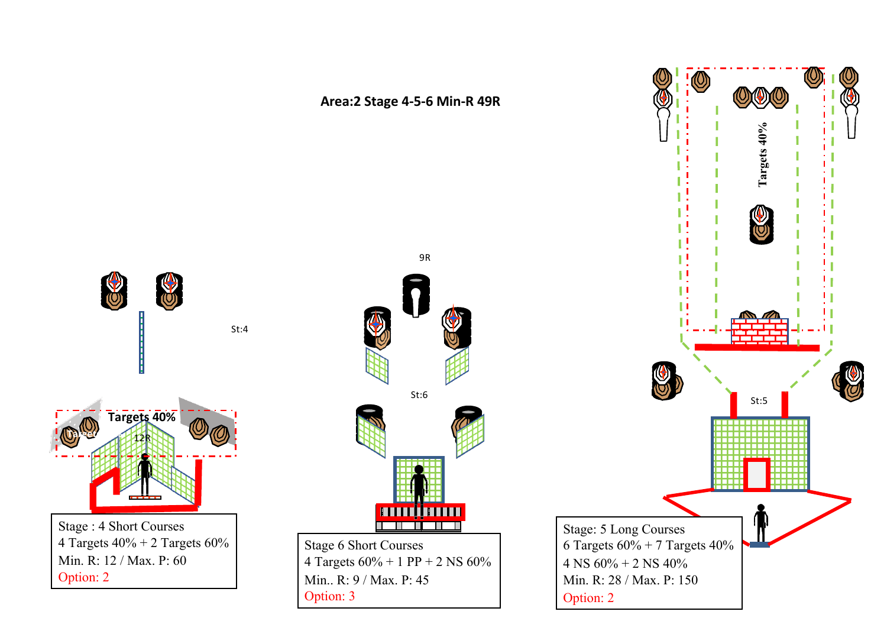## Area:2 Stage 4-5-6 Min-R 49R

St:4

Targets 40%

12R

Stage : 4 Short Courses
4 Targets 40% + 2 Targets 60%
Min. R: 12 / Max. P: 60
Option: 2

9R

St:6

Stage 6 Short Courses
4 Targets 60% + 1 PP + 2 NS 60%
Min.. R: 9 / Max. P: 45
Option: 3

Targets 40%

St:5

Stage: 5 Long Courses
6 Targets 60% + 7 Targets 40%
4 NS 60% + 2 NS 40%
Min. R: 28 / Max. P: 150
Option: 2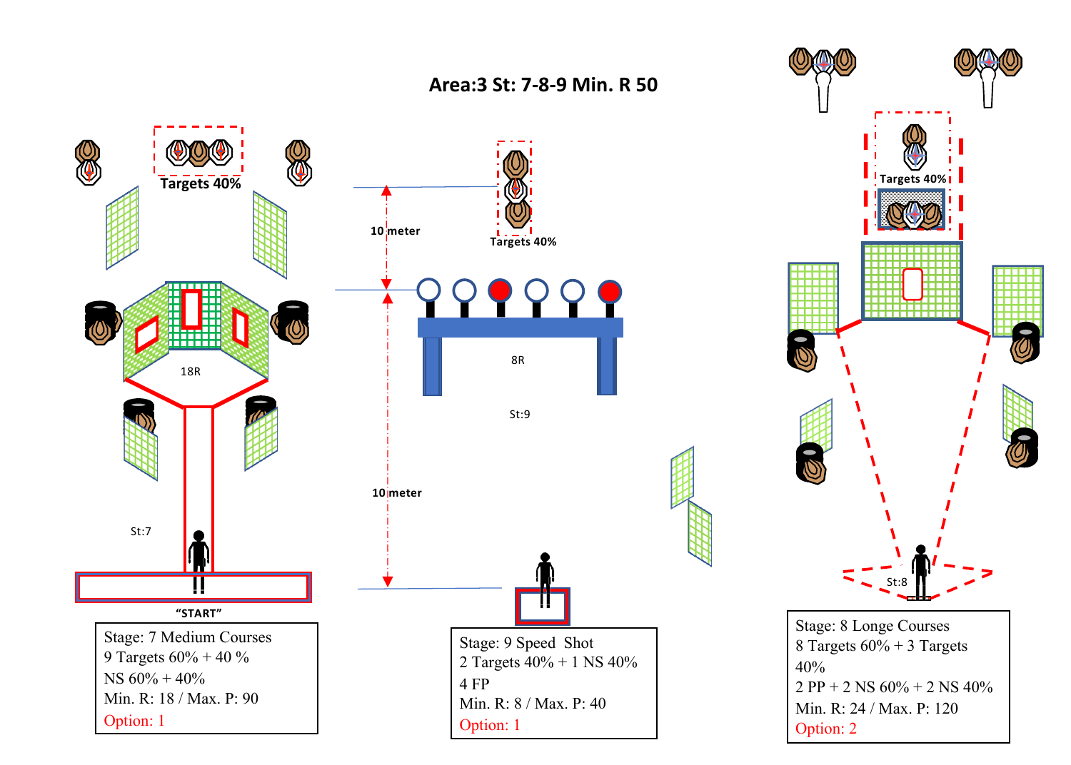# Area:3 St: 7-8-9 Min. R 50

Targets 40%

18R

St:7

"START"

Stage: 7 Medium Courses
9 Targets 60% + 40 %
NS 60% + 40%
Min. R: 18 / Max. P: 90
Option: 1

10 meter

10 meter

Targets 40%

8R

St:9

Stage: 9 Speed Shot
2 Targets 40% + 1 NS 40%
4 FP
Min. R: 8 / Max. P: 40
Option: 1

Targets 40%

St:8

Stage: 8 Longe Courses
8 Targets 60% + 3 Targets 40%
2 PP + 2 NS 60% + 2 NS 40%
Min. R: 24 / Max. P: 120
Option: 2